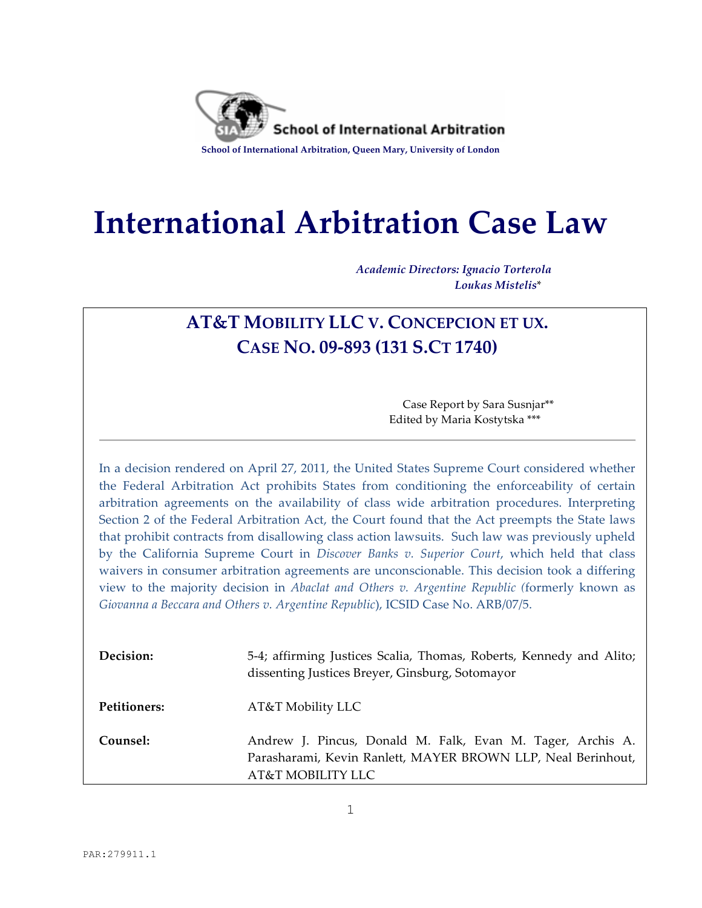School of International Arbitration

School of International Arbitration, Queen Mary, University of London

# International Arbitration Case Law

*Academic Directors: Ignacio Torterola*
*Loukas Mistelis\**

## AT&T MOBILITY LLC V. CONCEPCION ET UX.
## CASE NO. 09-893 (131 S.CT 1740)

Case Report by Sara Susnjar\*\*
Edited by Maria Kostytska \*\*\*

---

In a decision rendered on April 27, 2011, the United States Supreme Court considered whether the Federal Arbitration Act prohibits States from conditioning the enforceability of certain arbitration agreements on the availability of class wide arbitration procedures. Interpreting Section 2 of the Federal Arbitration Act, the Court found that the Act preempts the State laws that prohibit contracts from disallowing class action lawsuits. Such law was previously upheld by the California Supreme Court in *Discover Banks v. Superior Court*, which held that class waivers in consumer arbitration agreements are unconscionable. This decision took a differing view to the majority decision in *Abaclat and Others v. Argentine Republic (*formerly known as *Giovanna a Beccara and Others v. Argentine Republic*), ICSID Case No. ARB/07/5.

| | |
|---|---|
| **Decision:** | 5-4; affirming Justices Scalia, Thomas, Roberts, Kennedy and Alito; dissenting Justices Breyer, Ginsburg, Sotomayor |
| **Petitioners:** | AT&T Mobility LLC |
| **Counsel:** | Andrew J. Pincus, Donald M. Falk, Evan M. Tager, Archis A. Parasharami, Kevin Ranlett, MAYER BROWN LLP, Neal Berinhout, AT&T MOBILITY LLC |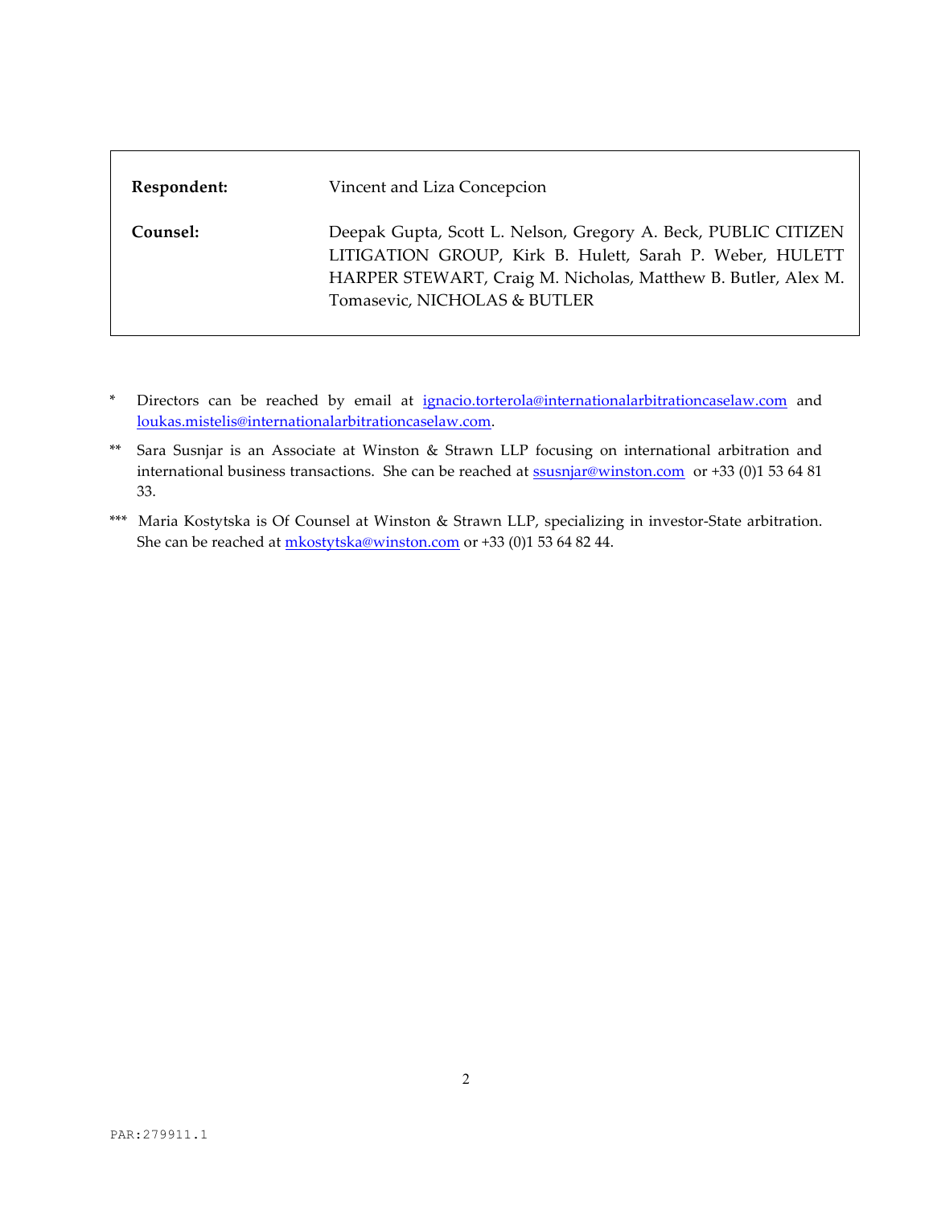| | |
|---|---|
| **Respondent:** | Vincent and Liza Concepcion |
| **Counsel:** | Deepak Gupta, Scott L. Nelson, Gregory A. Beck, PUBLIC CITIZEN LITIGATION GROUP, Kirk B. Hulett, Sarah P. Weber, HULETT HARPER STEWART, Craig M. Nicholas, Matthew B. Butler, Alex M. Tomasevic, NICHOLAS & BUTLER |

\* Directors can be reached by email at ignacio.torterola@internationalarbitrationcaselaw.com and loukas.mistelis@internationalarbitrationcaselaw.com.

\*\* Sara Susnjar is an Associate at Winston & Strawn LLP focusing on international arbitration and international business transactions. She can be reached at ssusnjar@winston.com or +33 (0)1 53 64 81 33.

\*\*\* Maria Kostytska is Of Counsel at Winston & Strawn LLP, specializing in investor-State arbitration. She can be reached at mkostytska@winston.com or +33 (0)1 53 64 82 44.

PAR:279911.1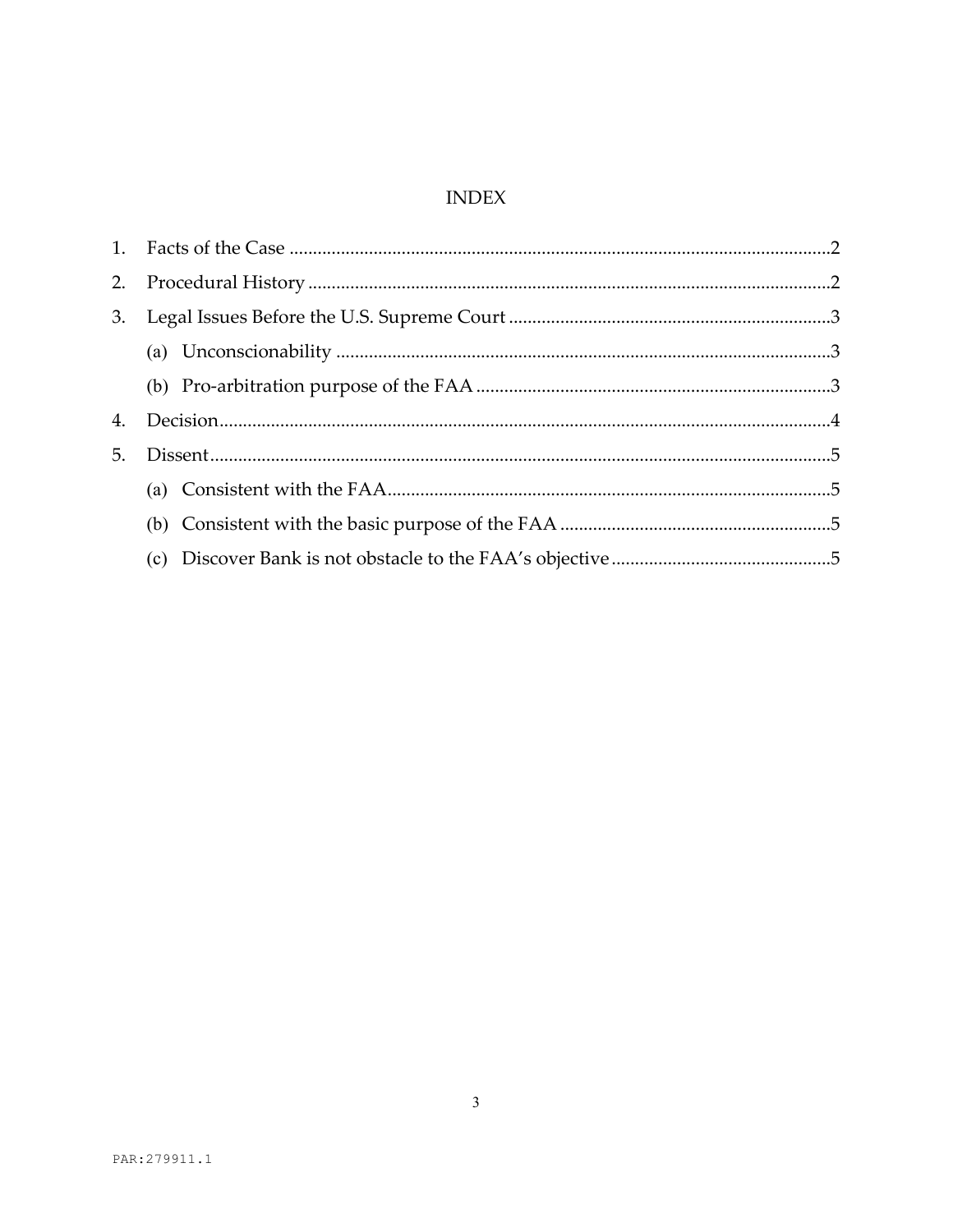# INDEX

1. Facts of the Case ....................................................................................................................2
2. Procedural History ................................................................................................................2
3. Legal Issues Before the U.S. Supreme Court .....................................................................3
   (a) Unconscionability ..........................................................................................................3
   (b) Pro-arbitration purpose of the FAA ............................................................................3
4. Decision...................................................................................................................................4
5. Dissent.....................................................................................................................................5
   (a) Consistent with the FAA...............................................................................................5
   (b) Consistent with the basic purpose of the FAA ...........................................................5
   (c) Discover Bank is not obstacle to the FAA's objective ................................................5

PAR:279911.1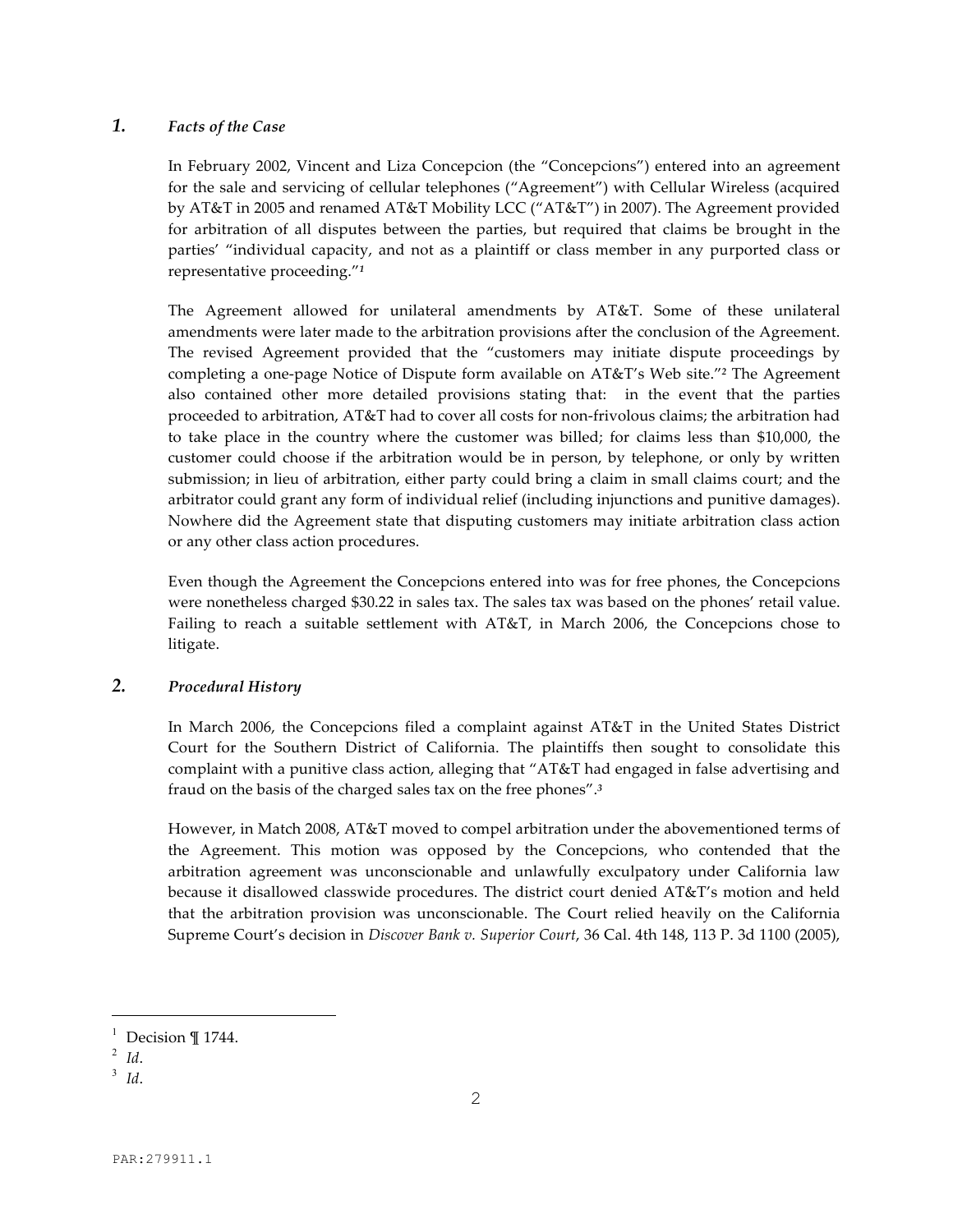## *1.* *Facts of the Case*

In February 2002, Vincent and Liza Concepcion (the "Concepcions") entered into an agreement for the sale and servicing of cellular telephones ("Agreement") with Cellular Wireless (acquired by AT&T in 2005 and renamed AT&T Mobility LCC ("AT&T") in 2007). The Agreement provided for arbitration of all disputes between the parties, but required that claims be brought in the parties' "individual capacity, and not as a plaintiff or class member in any purported class or representative proceeding."[1]

The Agreement allowed for unilateral amendments by AT&T. Some of these unilateral amendments were later made to the arbitration provisions after the conclusion of the Agreement. The revised Agreement provided that the "customers may initiate dispute proceedings by completing a one-page Notice of Dispute form available on AT&T's Web site."[2] The Agreement also contained other more detailed provisions stating that: in the event that the parties proceeded to arbitration, AT&T had to cover all costs for non-frivolous claims; the arbitration had to take place in the country where the customer was billed; for claims less than $10,000, the customer could choose if the arbitration would be in person, by telephone, or only by written submission; in lieu of arbitration, either party could bring a claim in small claims court; and the arbitrator could grant any form of individual relief (including injunctions and punitive damages). Nowhere did the Agreement state that disputing customers may initiate arbitration class action or any other class action procedures.

Even though the Agreement the Concepcions entered into was for free phones, the Concepcions were nonetheless charged $30.22 in sales tax. The sales tax was based on the phones' retail value. Failing to reach a suitable settlement with AT&T, in March 2006, the Concepcions chose to litigate.

## *2.* *Procedural History*

In March 2006, the Concepcions filed a complaint against AT&T in the United States District Court for the Southern District of California. The plaintiffs then sought to consolidate this complaint with a punitive class action, alleging that "AT&T had engaged in false advertising and fraud on the basis of the charged sales tax on the free phones".[3]

However, in Match 2008, AT&T moved to compel arbitration under the abovementioned terms of the Agreement. This motion was opposed by the Concepcions, who contended that the arbitration agreement was unconscionable and unlawfully exculpatory under California law because it disallowed classwide procedures. The district court denied AT&T's motion and held that the arbitration provision was unconscionable. The Court relied heavily on the California Supreme Court's decision in *Discover Bank v. Superior Court*, 36 Cal. 4th 148, 113 P. 3d 1100 (2005),

---

[1] Decision ¶ 1744.
[2] *Id*.
[3] *Id*.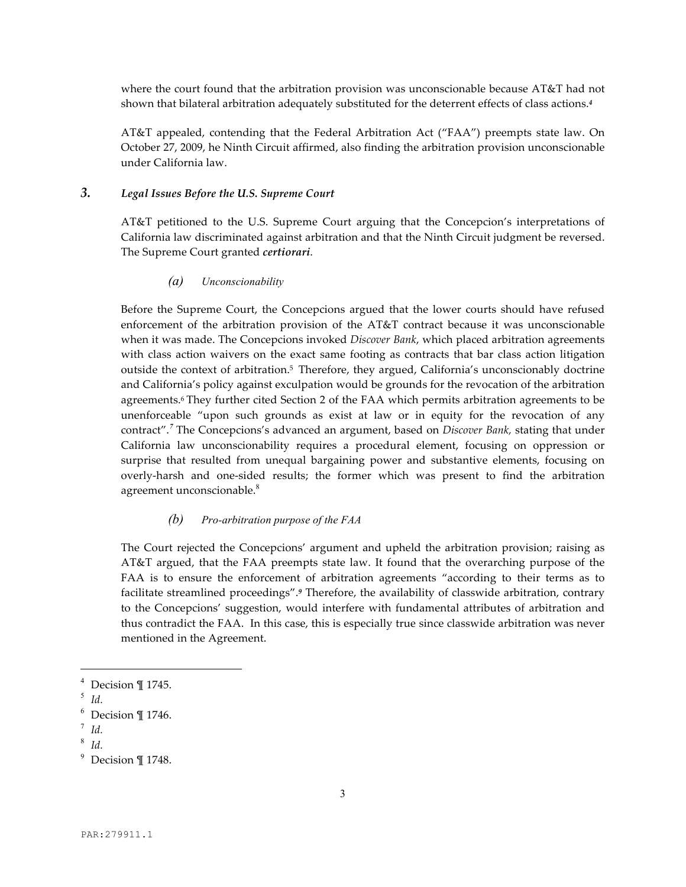where the court found that the arbitration provision was unconscionable because AT&T had not shown that bilateral arbitration adequately substituted for the deterrent effects of class actions.[4]

AT&T appealed, contending that the Federal Arbitration Act ("FAA") preempts state law. On October 27, 2009, he Ninth Circuit affirmed, also finding the arbitration provision unconscionable under California law.

### 3. *Legal Issues Before the U.S. Supreme Court*

AT&T petitioned to the U.S. Supreme Court arguing that the Concepcion's interpretations of California law discriminated against arbitration and that the Ninth Circuit judgment be reversed. The Supreme Court granted ***certiorari***.

#### *(a) Unconscionability*

Before the Supreme Court, the Concepcions argued that the lower courts should have refused enforcement of the arbitration provision of the AT&T contract because it was unconscionable when it was made. The Concepcions invoked *Discover Bank*, which placed arbitration agreements with class action waivers on the exact same footing as contracts that bar class action litigation outside the context of arbitration.[5] Therefore, they argued, California's unconscionably doctrine and California's policy against exculpation would be grounds for the revocation of the arbitration agreements.[6] They further cited Section 2 of the FAA which permits arbitration agreements to be unenforceable "upon such grounds as exist at law or in equity for the revocation of any contract".[7] The Concepcions's advanced an argument, based on *Discover Bank,* stating that under California law unconscionability requires a procedural element, focusing on oppression or surprise that resulted from unequal bargaining power and substantive elements, focusing on overly-harsh and one-sided results; the former which was present to find the arbitration agreement unconscionable.[8]

#### *(b) Pro-arbitration purpose of the FAA*

The Court rejected the Concepcions' argument and upheld the arbitration provision; raising as AT&T argued, that the FAA preempts state law. It found that the overarching purpose of the FAA is to ensure the enforcement of arbitration agreements "according to their terms as to facilitate streamlined proceedings".[9] Therefore, the availability of classwide arbitration, contrary to the Concepcions' suggestion, would interfere with fundamental attributes of arbitration and thus contradict the FAA. In this case, this is especially true since classwide arbitration was never mentioned in the Agreement.

---

[4] Decision ¶ 1745.

[5] *Id.*

[6] Decision ¶ 1746.

[7] *Id.*

[8] *Id.*

[9] Decision ¶ 1748.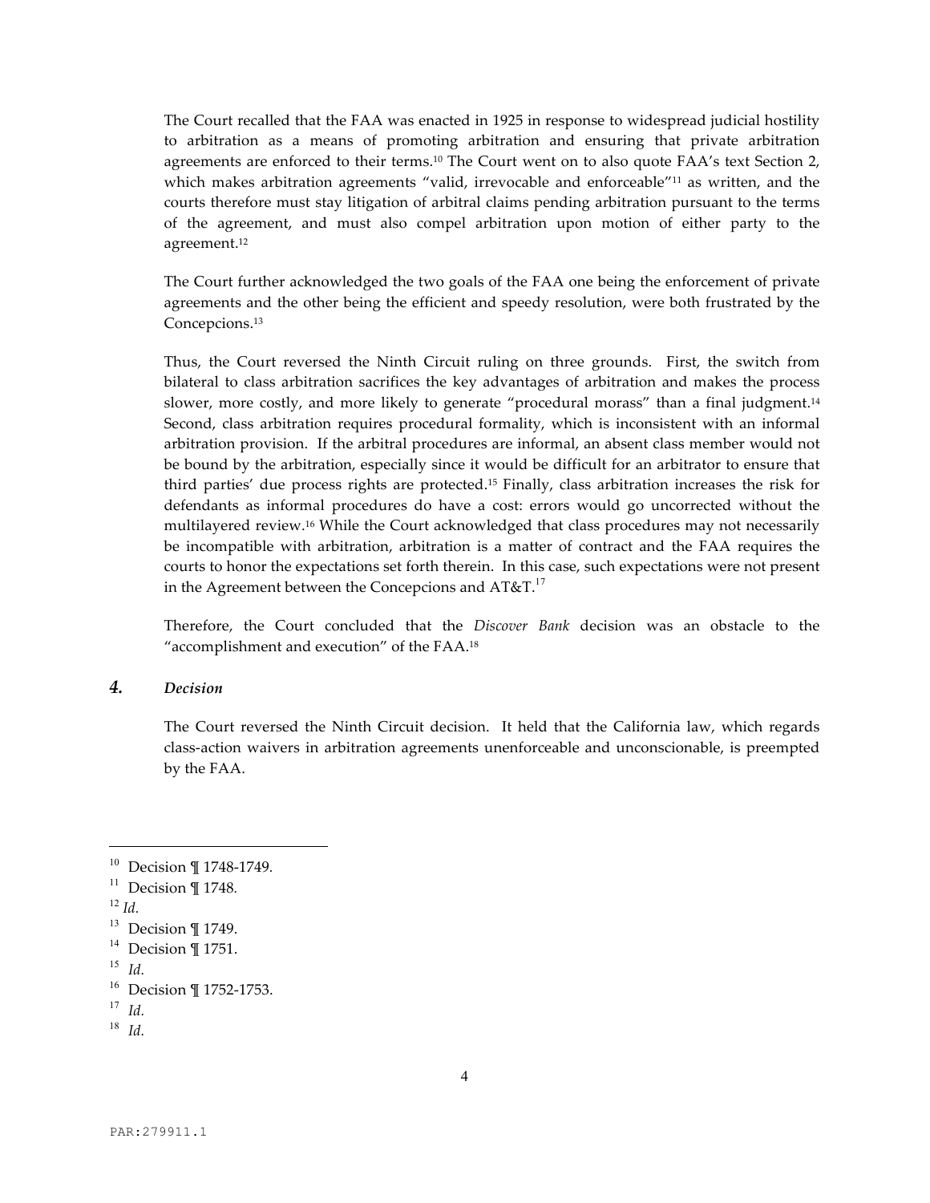The Court recalled that the FAA was enacted in 1925 in response to widespread judicial hostility to arbitration as a means of promoting arbitration and ensuring that private arbitration agreements are enforced to their terms.[10] The Court went on to also quote FAA's text Section 2, which makes arbitration agreements "valid, irrevocable and enforceable"[11] as written, and the courts therefore must stay litigation of arbitral claims pending arbitration pursuant to the terms of the agreement, and must also compel arbitration upon motion of either party to the agreement.[12]

The Court further acknowledged the two goals of the FAA one being the enforcement of private agreements and the other being the efficient and speedy resolution, were both frustrated by the Concepcions.[13]

Thus, the Court reversed the Ninth Circuit ruling on three grounds. First, the switch from bilateral to class arbitration sacrifices the key advantages of arbitration and makes the process slower, more costly, and more likely to generate "procedural morass" than a final judgment.[14] Second, class arbitration requires procedural formality, which is inconsistent with an informal arbitration provision. If the arbitral procedures are informal, an absent class member would not be bound by the arbitration, especially since it would be difficult for an arbitrator to ensure that third parties' due process rights are protected.[15] Finally, class arbitration increases the risk for defendants as informal procedures do have a cost: errors would go uncorrected without the multilayered review.[16] While the Court acknowledged that class procedures may not necessarily be incompatible with arbitration, arbitration is a matter of contract and the FAA requires the courts to honor the expectations set forth therein. In this case, such expectations were not present in the Agreement between the Concepcions and AT&T.[17]

Therefore, the Court concluded that the *Discover Bank* decision was an obstacle to the "accomplishment and execution" of the FAA.[18]

### 4. *Decision*

The Court reversed the Ninth Circuit decision. It held that the California law, which regards class-action waivers in arbitration agreements unenforceable and unconscionable, is preempted by the FAA.

---

[10] Decision ¶ 1748-1749.

[11] Decision ¶ 1748.

[12] *Id.*

[13] Decision ¶ 1749.

[14] Decision ¶ 1751.

[15] *Id.*

[16] Decision ¶ 1752-1753.

[17] *Id.*

[18] *Id.*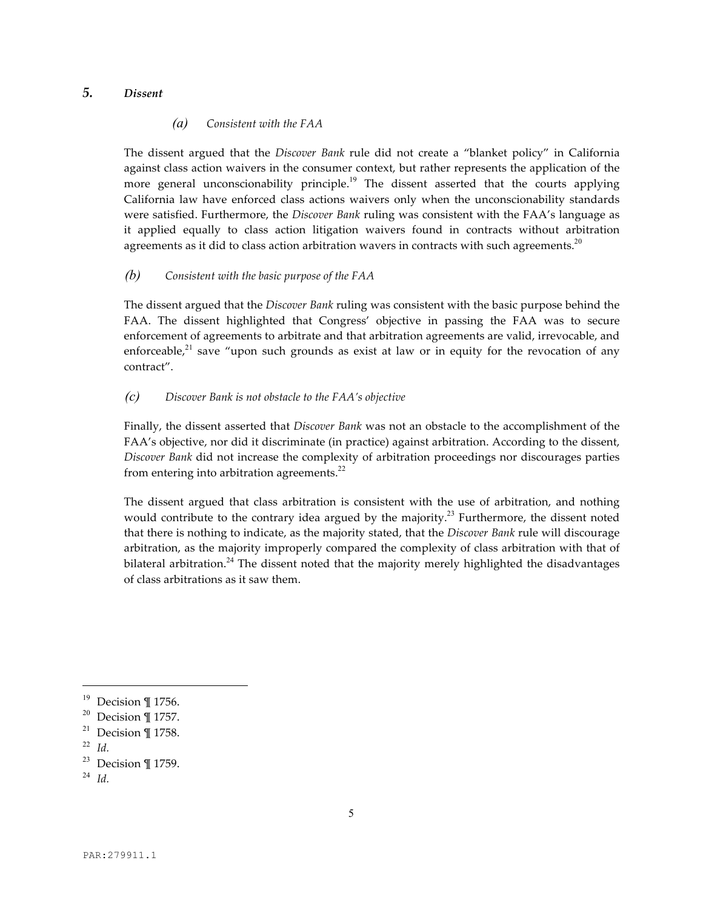### 5. *Dissent*

#### *(a) Consistent with the FAA*

The dissent argued that the *Discover Bank* rule did not create a "blanket policy" in California against class action waivers in the consumer context, but rather represents the application of the more general unconscionability principle.[19] The dissent asserted that the courts applying California law have enforced class actions waivers only when the unconscionability standards were satisfied. Furthermore, the *Discover Bank* ruling was consistent with the FAA's language as it applied equally to class action litigation waivers found in contracts without arbitration agreements as it did to class action arbitration wavers in contracts with such agreements.[20]

#### *(b) Consistent with the basic purpose of the FAA*

The dissent argued that the *Discover Bank* ruling was consistent with the basic purpose behind the FAA. The dissent highlighted that Congress' objective in passing the FAA was to secure enforcement of agreements to arbitrate and that arbitration agreements are valid, irrevocable, and enforceable,[21] save "upon such grounds as exist at law or in equity for the revocation of any contract".

#### *(c) Discover Bank is not obstacle to the FAA's objective*

Finally, the dissent asserted that *Discover Bank* was not an obstacle to the accomplishment of the FAA's objective, nor did it discriminate (in practice) against arbitration. According to the dissent, *Discover Bank* did not increase the complexity of arbitration proceedings nor discourages parties from entering into arbitration agreements.[22]

The dissent argued that class arbitration is consistent with the use of arbitration, and nothing would contribute to the contrary idea argued by the majority.[23] Furthermore, the dissent noted that there is nothing to indicate, as the majority stated, that the *Discover Bank* rule will discourage arbitration, as the majority improperly compared the complexity of class arbitration with that of bilateral arbitration.[24] The dissent noted that the majority merely highlighted the disadvantages of class arbitrations as it saw them.

---

[19] Decision ¶ 1756.

[20] Decision ¶ 1757.

[21] Decision ¶ 1758.

[22] *Id.*

[23] Decision ¶ 1759.

[24] *Id.*

PAR:279911.1